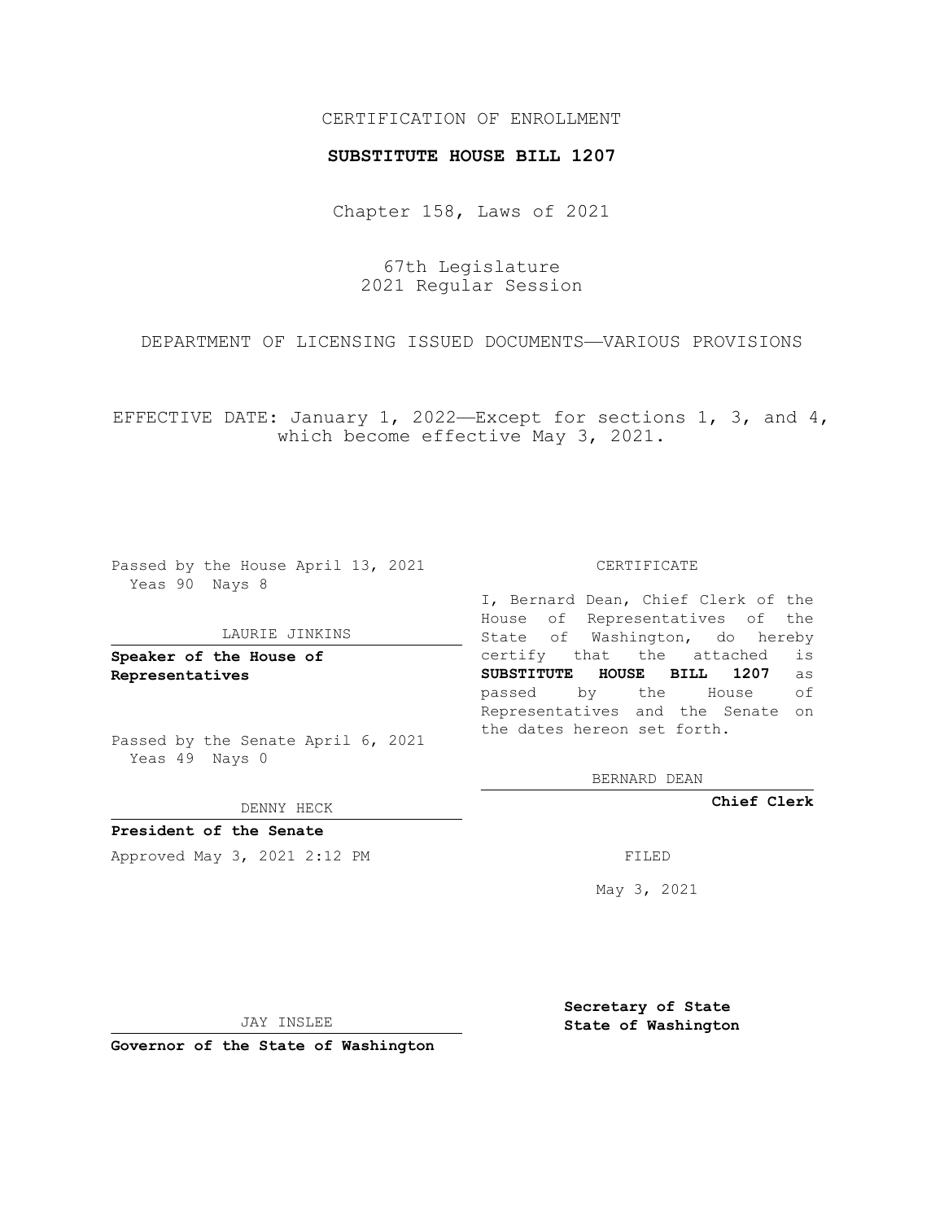CERTIFICATION OF ENROLLMENT

**SUBSTITUTE HOUSE BILL 1207**

Chapter 158, Laws of 2021

67th Legislature
2021 Regular Session

DEPARTMENT OF LICENSING ISSUED DOCUMENTS—VARIOUS PROVISIONS

EFFECTIVE DATE: January 1, 2022—Except for sections 1, 3, and 4, which become effective May 3, 2021.

Passed by the House April 13, 2021
Yeas 90 Nays 8

LAURIE JINKINS

**Speaker of the House of Representatives**

Passed by the Senate April 6, 2021
Yeas 49 Nays 0

DENNY HECK

**President of the Senate**

Approved May 3, 2021 2:12 PM

JAY INSLEE

**Governor of the State of Washington**

CERTIFICATE

I, Bernard Dean, Chief Clerk of the House of Representatives of the State of Washington, do hereby certify that the attached is **SUBSTITUTE HOUSE BILL 1207** as passed by the House of Representatives and the Senate on the dates hereon set forth.

BERNARD DEAN

**Chief Clerk**

FILED

May 3, 2021

**Secretary of State**
**State of Washington**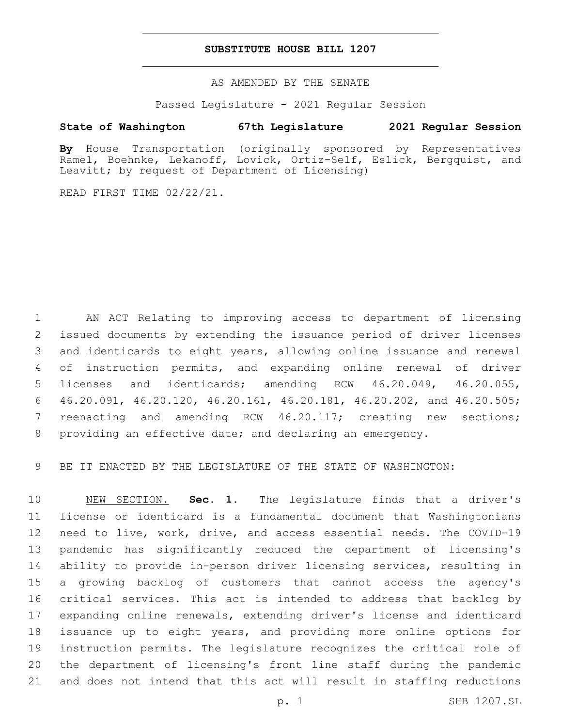# SUBSTITUTE HOUSE BILL 1207

AS AMENDED BY THE SENATE

Passed Legislature - 2021 Regular Session

**State of Washington 67th Legislature 2021 Regular Session**

**By** House Transportation (originally sponsored by Representatives Ramel, Boehnke, Lekanoff, Lovick, Ortiz-Self, Eslick, Bergquist, and Leavitt; by request of Department of Licensing)

READ FIRST TIME 02/22/21.

AN ACT Relating to improving access to department of licensing issued documents by extending the issuance period of driver licenses and identicards to eight years, allowing online issuance and renewal of instruction permits, and expanding online renewal of driver licenses and identicards; amending RCW 46.20.049, 46.20.055, 46.20.091, 46.20.120, 46.20.161, 46.20.181, 46.20.202, and 46.20.505; reenacting and amending RCW 46.20.117; creating new sections; providing an effective date; and declaring an emergency.

BE IT ENACTED BY THE LEGISLATURE OF THE STATE OF WASHINGTON:

NEW SECTION. **Sec. 1.** The legislature finds that a driver's license or identicard is a fundamental document that Washingtonians need to live, work, drive, and access essential needs. The COVID-19 pandemic has significantly reduced the department of licensing's ability to provide in-person driver licensing services, resulting in a growing backlog of customers that cannot access the agency's critical services. This act is intended to address that backlog by expanding online renewals, extending driver's license and identicard issuance up to eight years, and providing more online options for instruction permits. The legislature recognizes the critical role of the department of licensing's front line staff during the pandemic and does not intend that this act will result in staffing reductions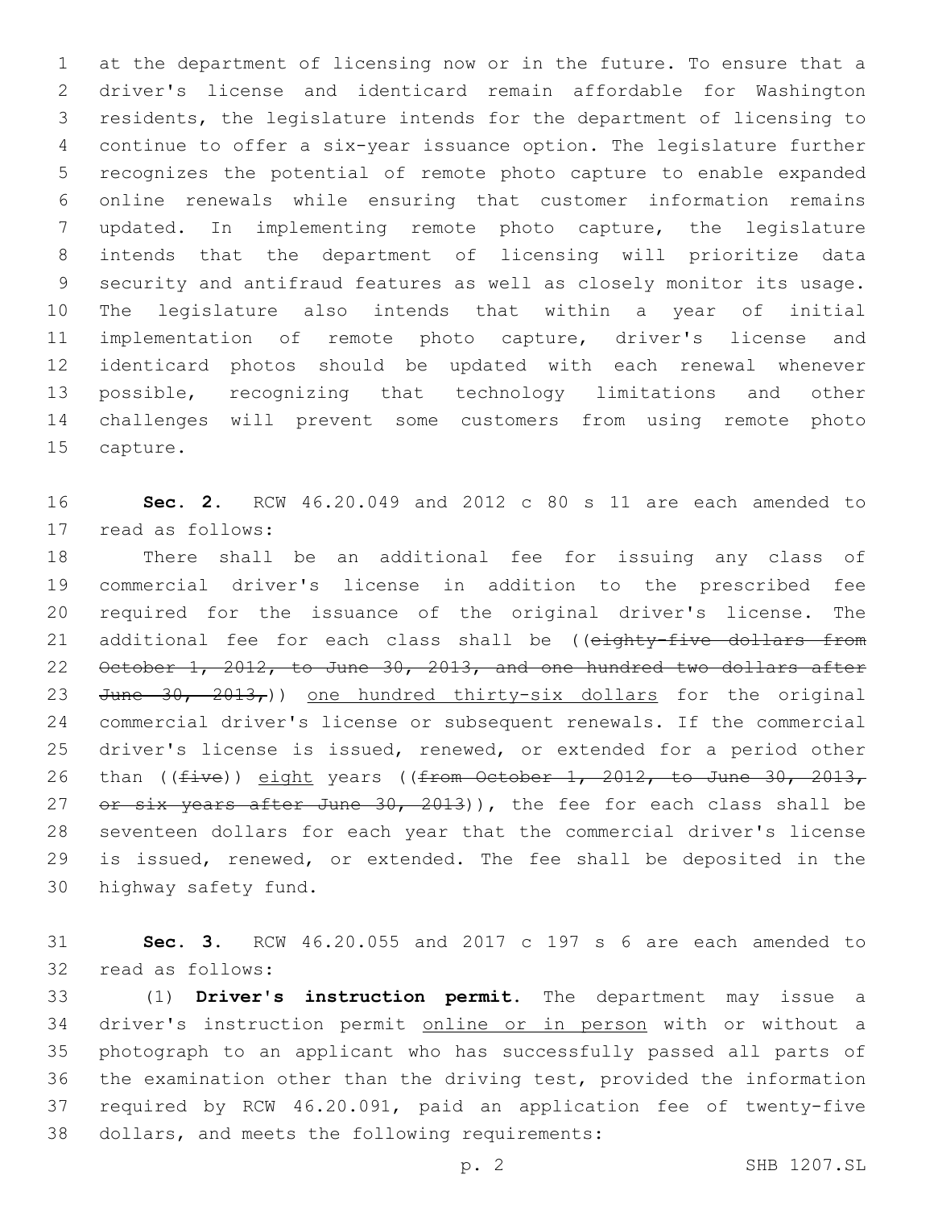at the department of licensing now or in the future. To ensure that a driver's license and identicard remain affordable for Washington residents, the legislature intends for the department of licensing to continue to offer a six-year issuance option. The legislature further recognizes the potential of remote photo capture to enable expanded online renewals while ensuring that customer information remains updated. In implementing remote photo capture, the legislature intends that the department of licensing will prioritize data security and antifraud features as well as closely monitor its usage. The legislature also intends that within a year of initial implementation of remote photo capture, driver's license and identicard photos should be updated with each renewal whenever possible, recognizing that technology limitations and other challenges will prevent some customers from using remote photo capture.

**Sec. 2.** RCW 46.20.049 and 2012 c 80 s 11 are each amended to read as follows:

There shall be an additional fee for issuing any class of commercial driver's license in addition to the prescribed fee required for the issuance of the original driver's license. The additional fee for each class shall be ((~~eighty-five dollars from October 1, 2012, to June 30, 2013, and one hundred two dollars after June 30, 2013,~~)) one hundred thirty-six dollars for the original commercial driver's license or subsequent renewals. If the commercial driver's license is issued, renewed, or extended for a period other than ((~~five~~)) eight years ((~~from October 1, 2012, to June 30, 2013, or six years after June 30, 2013~~)), the fee for each class shall be seventeen dollars for each year that the commercial driver's license is issued, renewed, or extended. The fee shall be deposited in the highway safety fund.

**Sec. 3.** RCW 46.20.055 and 2017 c 197 s 6 are each amended to read as follows:

(1) **Driver's instruction permit.** The department may issue a driver's instruction permit online or in person with or without a photograph to an applicant who has successfully passed all parts of the examination other than the driving test, provided the information required by RCW 46.20.091, paid an application fee of twenty-five dollars, and meets the following requirements: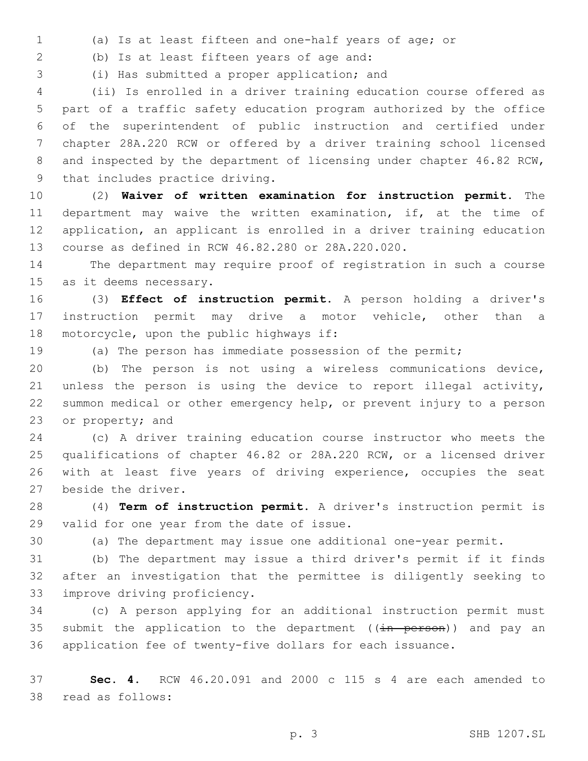(a) Is at least fifteen and one-half years of age; or

(b) Is at least fifteen years of age and:

(i) Has submitted a proper application; and

(ii) Is enrolled in a driver training education course offered as part of a traffic safety education program authorized by the office of the superintendent of public instruction and certified under chapter 28A.220 RCW or offered by a driver training school licensed and inspected by the department of licensing under chapter 46.82 RCW, that includes practice driving.

(2) **Waiver of written examination for instruction permit.** The department may waive the written examination, if, at the time of application, an applicant is enrolled in a driver training education course as defined in RCW 46.82.280 or 28A.220.020.

The department may require proof of registration in such a course as it deems necessary.

(3) **Effect of instruction permit.** A person holding a driver's instruction permit may drive a motor vehicle, other than a motorcycle, upon the public highways if:

(a) The person has immediate possession of the permit;

(b) The person is not using a wireless communications device, unless the person is using the device to report illegal activity, summon medical or other emergency help, or prevent injury to a person or property; and

(c) A driver training education course instructor who meets the qualifications of chapter 46.82 or 28A.220 RCW, or a licensed driver with at least five years of driving experience, occupies the seat beside the driver.

(4) **Term of instruction permit.** A driver's instruction permit is valid for one year from the date of issue.

(a) The department may issue one additional one-year permit.

(b) The department may issue a third driver's permit if it finds after an investigation that the permittee is diligently seeking to improve driving proficiency.

(c) A person applying for an additional instruction permit must submit the application to the department ((~~in person~~)) and pay an application fee of twenty-five dollars for each issuance.

**Sec. 4.** RCW 46.20.091 and 2000 c 115 s 4 are each amended to read as follows: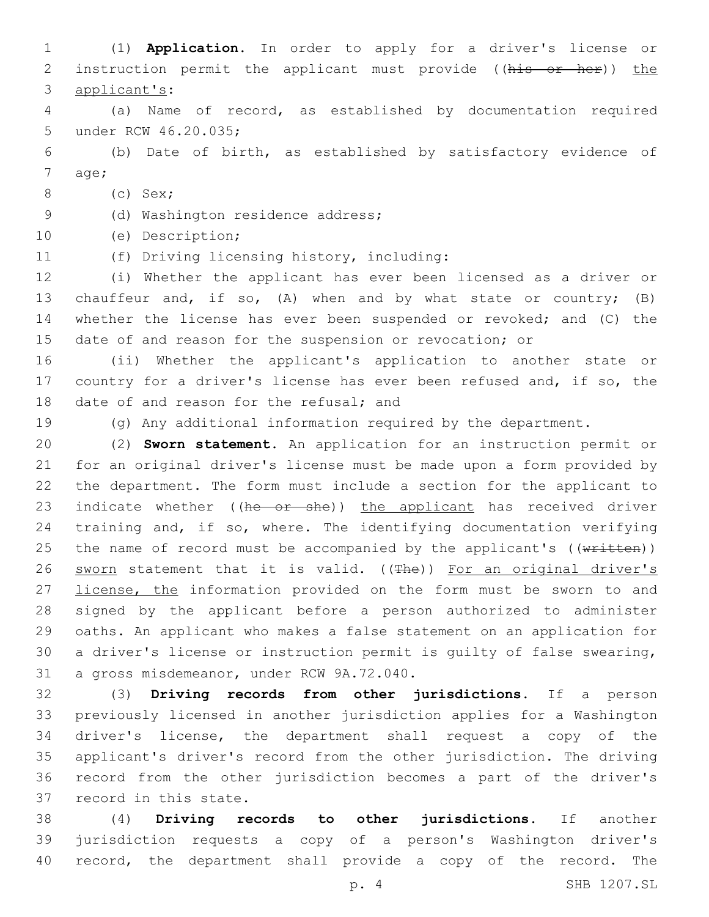(1) **Application.** In order to apply for a driver's license or instruction permit the applicant must provide ((~~his or her~~)) <u>the applicant's</u>:

(a) Name of record, as established by documentation required under RCW 46.20.035;

(b) Date of birth, as established by satisfactory evidence of age;

(c) Sex;

(d) Washington residence address;

(e) Description;

(f) Driving licensing history, including:

(i) Whether the applicant has ever been licensed as a driver or chauffeur and, if so, (A) when and by what state or country; (B) whether the license has ever been suspended or revoked; and (C) the date of and reason for the suspension or revocation; or

(ii) Whether the applicant's application to another state or country for a driver's license has ever been refused and, if so, the date of and reason for the refusal; and

(g) Any additional information required by the department.

(2) **Sworn statement.** An application for an instruction permit or for an original driver's license must be made upon a form provided by the department. The form must include a section for the applicant to indicate whether ((~~he or she~~)) <u>the applicant</u> has received driver training and, if so, where. The identifying documentation verifying the name of record must be accompanied by the applicant's ((~~written~~)) <u>sworn</u> statement that it is valid. ((~~The~~)) <u>For an original driver's license, the</u> information provided on the form must be sworn to and signed by the applicant before a person authorized to administer oaths. An applicant who makes a false statement on an application for a driver's license or instruction permit is guilty of false swearing, a gross misdemeanor, under RCW 9A.72.040.

(3) **Driving records from other jurisdictions.** If a person previously licensed in another jurisdiction applies for a Washington driver's license, the department shall request a copy of the applicant's driver's record from the other jurisdiction. The driving record from the other jurisdiction becomes a part of the driver's record in this state.

(4) **Driving records to other jurisdictions.** If another jurisdiction requests a copy of a person's Washington driver's record, the department shall provide a copy of the record. The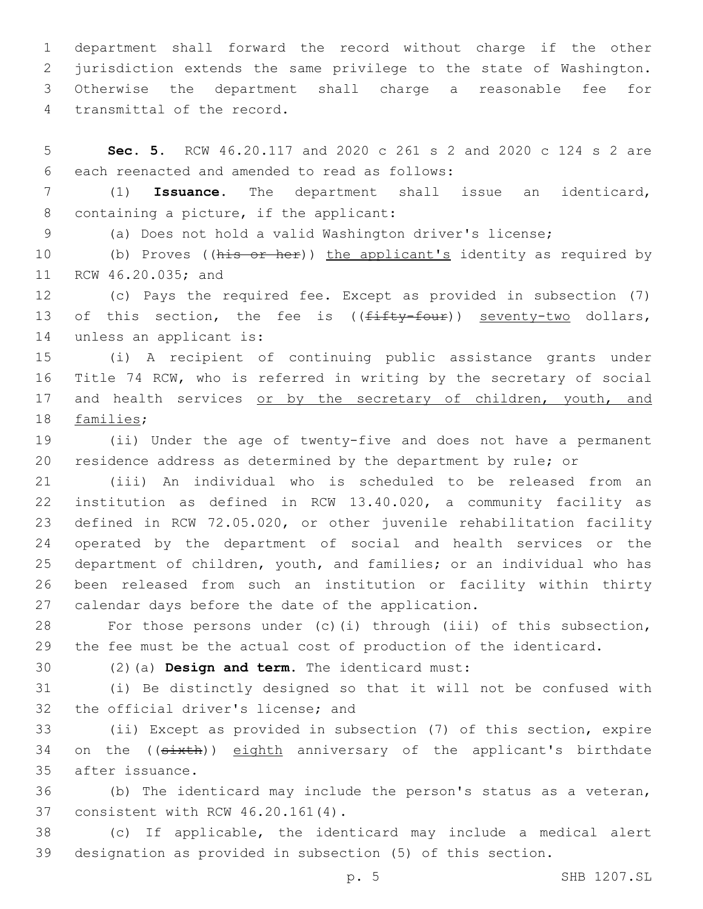department shall forward the record without charge if the other jurisdiction extends the same privilege to the state of Washington. Otherwise the department shall charge a reasonable fee for transmittal of the record.

**Sec. 5.** RCW 46.20.117 and 2020 c 261 s 2 and 2020 c 124 s 2 are each reenacted and amended to read as follows:

(1) **Issuance.** The department shall issue an identicard, containing a picture, if the applicant:

(a) Does not hold a valid Washington driver's license;

(b) Proves ((~~his or her~~)) the applicant's identity as required by RCW 46.20.035; and

(c) Pays the required fee. Except as provided in subsection (7) of this section, the fee is ((~~fifty-four~~)) seventy-two dollars, unless an applicant is:

(i) A recipient of continuing public assistance grants under Title 74 RCW, who is referred in writing by the secretary of social and health services or by the secretary of children, youth, and families;

(ii) Under the age of twenty-five and does not have a permanent residence address as determined by the department by rule; or

(iii) An individual who is scheduled to be released from an institution as defined in RCW 13.40.020, a community facility as defined in RCW 72.05.020, or other juvenile rehabilitation facility operated by the department of social and health services or the department of children, youth, and families; or an individual who has been released from such an institution or facility within thirty calendar days before the date of the application.

For those persons under (c)(i) through (iii) of this subsection, the fee must be the actual cost of production of the identicard.

(2)(a) **Design and term.** The identicard must:

(i) Be distinctly designed so that it will not be confused with the official driver's license; and

(ii) Except as provided in subsection (7) of this section, expire on the ((~~sixth~~)) eighth anniversary of the applicant's birthdate after issuance.

(b) The identicard may include the person's status as a veteran, consistent with RCW 46.20.161(4).

(c) If applicable, the identicard may include a medical alert designation as provided in subsection (5) of this section.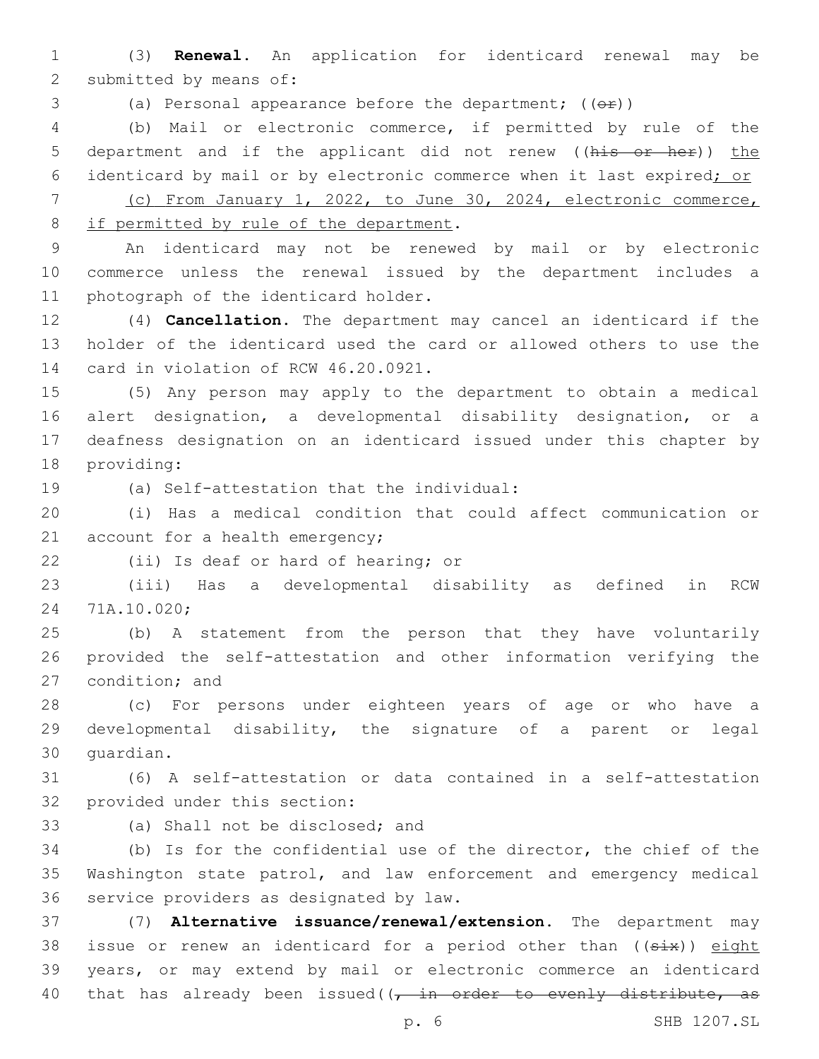(3) **Renewal.** An application for identicard renewal may be submitted by means of:

(a) Personal appearance before the department; ((~~or~~))

(b) Mail or electronic commerce, if permitted by rule of the department and if the applicant did not renew ((~~his or her~~)) <u>the</u> identicard by mail or by electronic commerce when it last expired<u>; or</u>

<u>(c) From January 1, 2022, to June 30, 2024, electronic commerce, if permitted by rule of the department</u>.

An identicard may not be renewed by mail or by electronic commerce unless the renewal issued by the department includes a photograph of the identicard holder.

(4) **Cancellation.** The department may cancel an identicard if the holder of the identicard used the card or allowed others to use the card in violation of RCW 46.20.0921.

(5) Any person may apply to the department to obtain a medical alert designation, a developmental disability designation, or a deafness designation on an identicard issued under this chapter by providing:

(a) Self-attestation that the individual:

(i) Has a medical condition that could affect communication or account for a health emergency;

(ii) Is deaf or hard of hearing; or

(iii) Has a developmental disability as defined in RCW 71A.10.020;

(b) A statement from the person that they have voluntarily provided the self-attestation and other information verifying the condition; and

(c) For persons under eighteen years of age or who have a developmental disability, the signature of a parent or legal guardian.

(6) A self-attestation or data contained in a self-attestation provided under this section:

(a) Shall not be disclosed; and

(b) Is for the confidential use of the director, the chief of the Washington state patrol, and law enforcement and emergency medical service providers as designated by law.

(7) **Alternative issuance/renewal/extension.** The department may issue or renew an identicard for a period other than ((~~six~~)) <u>eight</u> years, or may extend by mail or electronic commerce an identicard that has already been issued((~~, in order to evenly distribute, as~~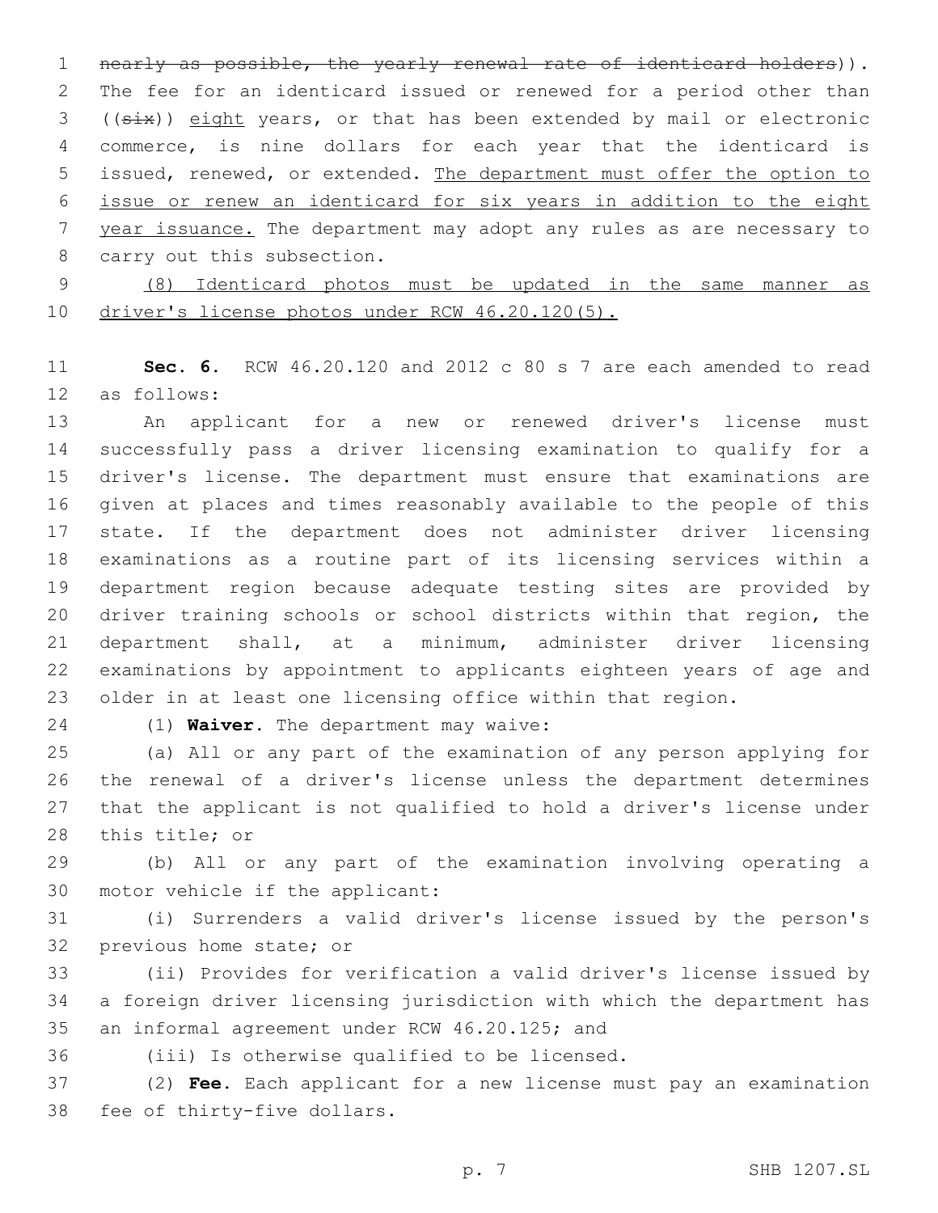~~nearly as possible, the yearly renewal rate of identicard holders~~)). The fee for an identicard issued or renewed for a period other than ((~~six~~)) <u>eight</u> years, or that has been extended by mail or electronic commerce, is nine dollars for each year that the identicard is issued, renewed, or extended. <u>The department must offer the option to issue or renew an identicard for six years in addition to the eight year issuance.</u> The department may adopt any rules as are necessary to carry out this subsection.

<u>(8) Identicard photos must be updated in the same manner as driver's license photos under RCW 46.20.120(5).</u>

**Sec. 6.** RCW 46.20.120 and 2012 c 80 s 7 are each amended to read as follows:

An applicant for a new or renewed driver's license must successfully pass a driver licensing examination to qualify for a driver's license. The department must ensure that examinations are given at places and times reasonably available to the people of this state. If the department does not administer driver licensing examinations as a routine part of its licensing services within a department region because adequate testing sites are provided by driver training schools or school districts within that region, the department shall, at a minimum, administer driver licensing examinations by appointment to applicants eighteen years of age and older in at least one licensing office within that region.

(1) **Waiver.** The department may waive:

(a) All or any part of the examination of any person applying for the renewal of a driver's license unless the department determines that the applicant is not qualified to hold a driver's license under this title; or

(b) All or any part of the examination involving operating a motor vehicle if the applicant:

(i) Surrenders a valid driver's license issued by the person's previous home state; or

(ii) Provides for verification a valid driver's license issued by a foreign driver licensing jurisdiction with which the department has an informal agreement under RCW 46.20.125; and

(iii) Is otherwise qualified to be licensed.

(2) **Fee.** Each applicant for a new license must pay an examination fee of thirty-five dollars.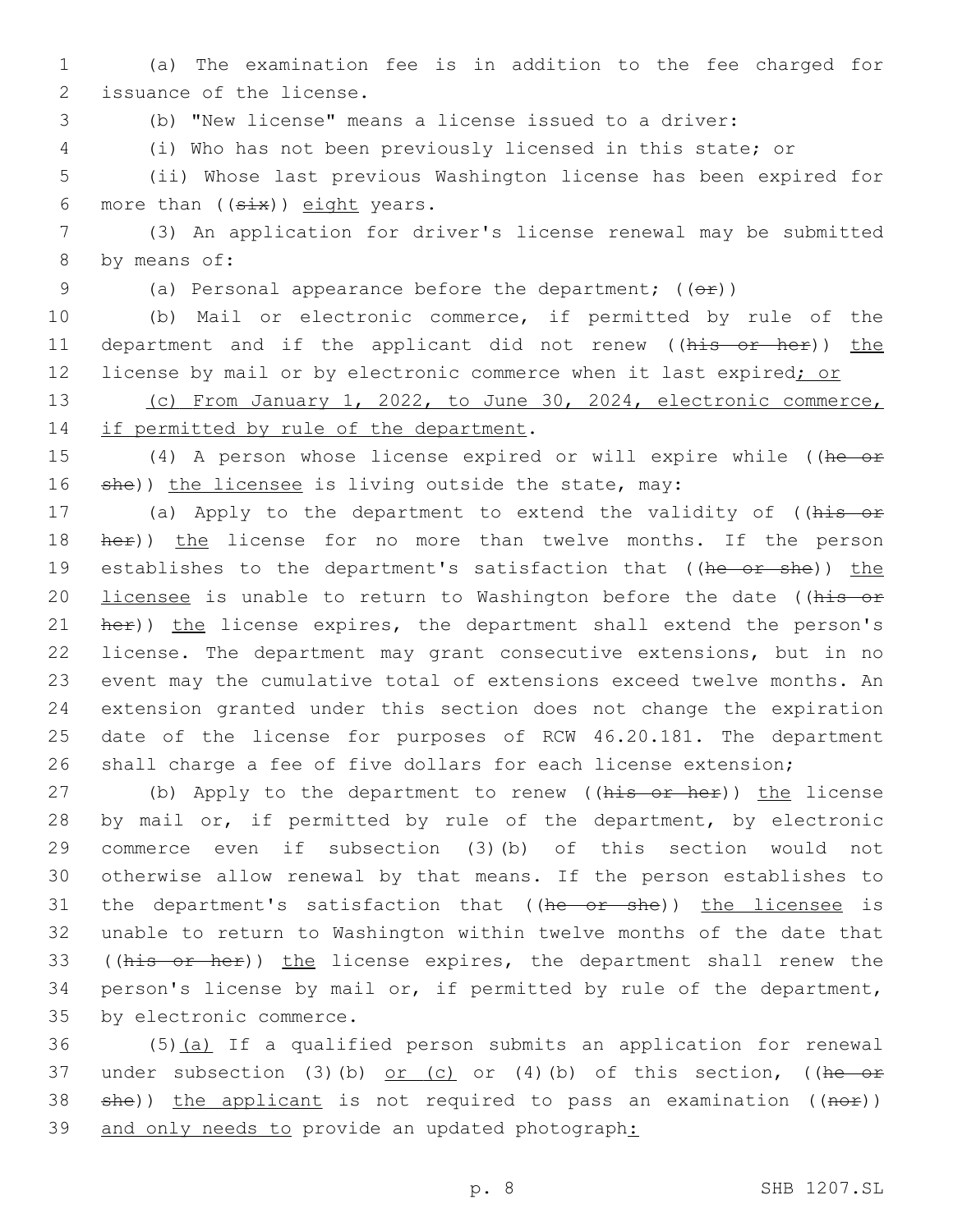(a) The examination fee is in addition to the fee charged for issuance of the license.

(b) "New license" means a license issued to a driver:

(i) Who has not been previously licensed in this state; or

(ii) Whose last previous Washington license has been expired for more than ((~~six~~)) eight years.

(3) An application for driver's license renewal may be submitted by means of:

(a) Personal appearance before the department; ((~~or~~))

(b) Mail or electronic commerce, if permitted by rule of the department and if the applicant did not renew ((~~his or her~~)) the license by mail or by electronic commerce when it last expired; or

(c) From January 1, 2022, to June 30, 2024, electronic commerce, if permitted by rule of the department.

(4) A person whose license expired or will expire while ((~~he or she~~)) the licensee is living outside the state, may:

(a) Apply to the department to extend the validity of ((~~his or her~~)) the license for no more than twelve months. If the person establishes to the department's satisfaction that ((~~he or she~~)) the licensee is unable to return to Washington before the date ((~~his or her~~)) the license expires, the department shall extend the person's license. The department may grant consecutive extensions, but in no event may the cumulative total of extensions exceed twelve months. An extension granted under this section does not change the expiration date of the license for purposes of RCW 46.20.181. The department shall charge a fee of five dollars for each license extension;

(b) Apply to the department to renew ((~~his or her~~)) the license by mail or, if permitted by rule of the department, by electronic commerce even if subsection (3)(b) of this section would not otherwise allow renewal by that means. If the person establishes to the department's satisfaction that ((~~he or she~~)) the licensee is unable to return to Washington within twelve months of the date that ((~~his or her~~)) the license expires, the department shall renew the person's license by mail or, if permitted by rule of the department, by electronic commerce.

(5)(a) If a qualified person submits an application for renewal under subsection (3)(b) or (c) or (4)(b) of this section, ((~~he or she~~)) the applicant is not required to pass an examination ((~~nor~~)) and only needs to provide an updated photograph: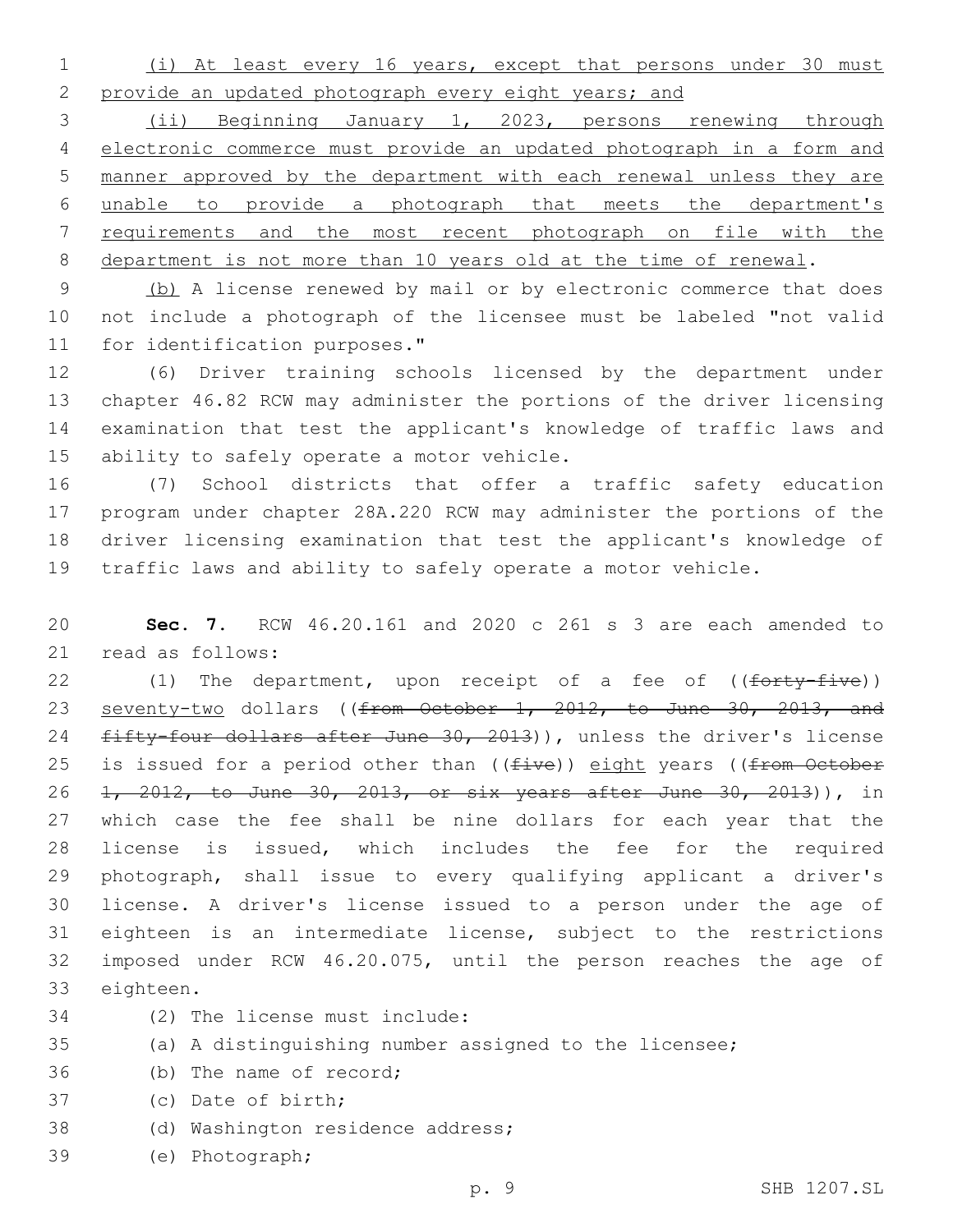(i) At least every 16 years, except that persons under 30 must provide an updated photograph every eight years; and

(ii) Beginning January 1, 2023, persons renewing through electronic commerce must provide an updated photograph in a form and manner approved by the department with each renewal unless they are unable to provide a photograph that meets the department's requirements and the most recent photograph on file with the department is not more than 10 years old at the time of renewal.

(b) A license renewed by mail or by electronic commerce that does not include a photograph of the licensee must be labeled "not valid for identification purposes."

(6) Driver training schools licensed by the department under chapter 46.82 RCW may administer the portions of the driver licensing examination that test the applicant's knowledge of traffic laws and ability to safely operate a motor vehicle.

(7) School districts that offer a traffic safety education program under chapter 28A.220 RCW may administer the portions of the driver licensing examination that test the applicant's knowledge of traffic laws and ability to safely operate a motor vehicle.

**Sec. 7.** RCW 46.20.161 and 2020 c 261 s 3 are each amended to read as follows:

(1) The department, upon receipt of a fee of ((~~forty-five~~)) seventy-two dollars ((~~from October 1, 2012, to June 30, 2013, and fifty-four dollars after June 30, 2013~~)), unless the driver's license is issued for a period other than ((~~five~~)) eight years ((~~from October 1, 2012, to June 30, 2013, or six years after June 30, 2013~~)), in which case the fee shall be nine dollars for each year that the license is issued, which includes the fee for the required photograph, shall issue to every qualifying applicant a driver's license. A driver's license issued to a person under the age of eighteen is an intermediate license, subject to the restrictions imposed under RCW 46.20.075, until the person reaches the age of eighteen.

(2) The license must include:

(a) A distinguishing number assigned to the licensee;

(b) The name of record;

(c) Date of birth;

(d) Washington residence address;

(e) Photograph;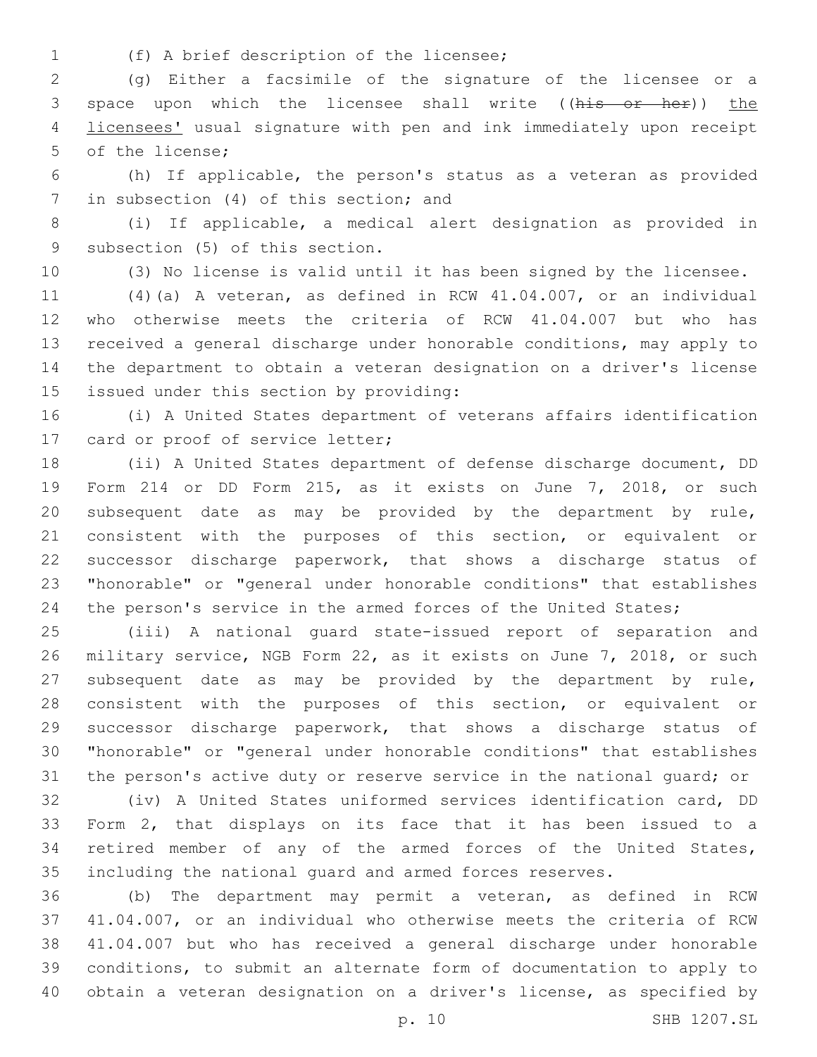(f) A brief description of the licensee;

(g) Either a facsimile of the signature of the licensee or a space upon which the licensee shall write ((~~his or her~~)) <u>the licensees'</u> usual signature with pen and ink immediately upon receipt of the license;

(h) If applicable, the person's status as a veteran as provided in subsection (4) of this section; and

(i) If applicable, a medical alert designation as provided in subsection (5) of this section.

(3) No license is valid until it has been signed by the licensee.

(4)(a) A veteran, as defined in RCW 41.04.007, or an individual who otherwise meets the criteria of RCW 41.04.007 but who has received a general discharge under honorable conditions, may apply to the department to obtain a veteran designation on a driver's license issued under this section by providing:

(i) A United States department of veterans affairs identification card or proof of service letter;

(ii) A United States department of defense discharge document, DD Form 214 or DD Form 215, as it exists on June 7, 2018, or such subsequent date as may be provided by the department by rule, consistent with the purposes of this section, or equivalent or successor discharge paperwork, that shows a discharge status of "honorable" or "general under honorable conditions" that establishes the person's service in the armed forces of the United States;

(iii) A national guard state-issued report of separation and military service, NGB Form 22, as it exists on June 7, 2018, or such subsequent date as may be provided by the department by rule, consistent with the purposes of this section, or equivalent or successor discharge paperwork, that shows a discharge status of "honorable" or "general under honorable conditions" that establishes the person's active duty or reserve service in the national guard; or

(iv) A United States uniformed services identification card, DD Form 2, that displays on its face that it has been issued to a retired member of any of the armed forces of the United States, including the national guard and armed forces reserves.

(b) The department may permit a veteran, as defined in RCW 41.04.007, or an individual who otherwise meets the criteria of RCW 41.04.007 but who has received a general discharge under honorable conditions, to submit an alternate form of documentation to apply to obtain a veteran designation on a driver's license, as specified by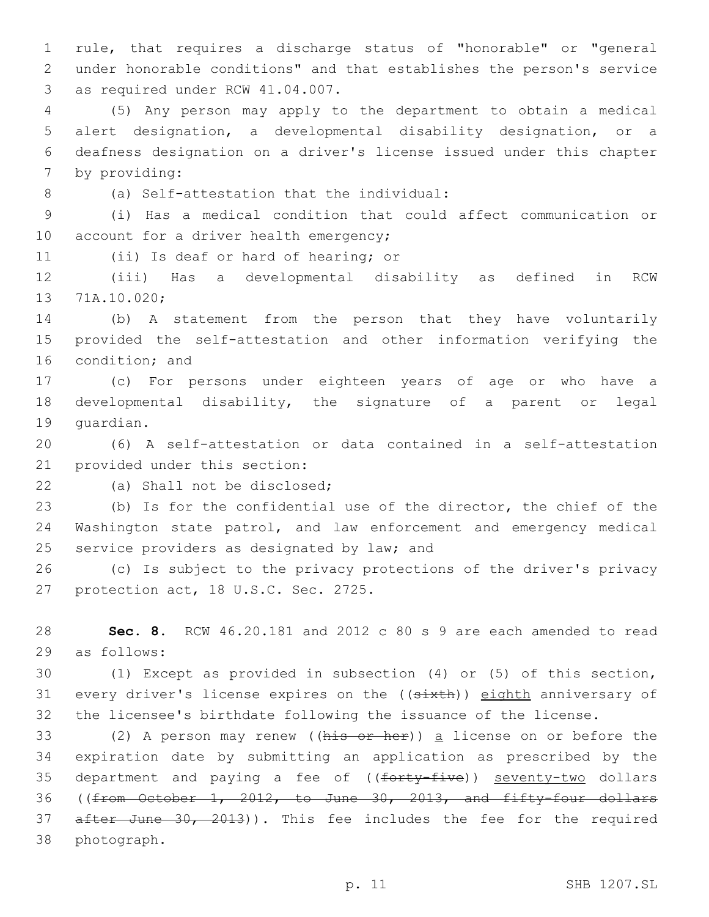rule, that requires a discharge status of "honorable" or "general under honorable conditions" and that establishes the person's service as required under RCW 41.04.007.

(5) Any person may apply to the department to obtain a medical alert designation, a developmental disability designation, or a deafness designation on a driver's license issued under this chapter by providing:

(a) Self-attestation that the individual:

(i) Has a medical condition that could affect communication or account for a driver health emergency;

(ii) Is deaf or hard of hearing; or

(iii) Has a developmental disability as defined in RCW 71A.10.020;

(b) A statement from the person that they have voluntarily provided the self-attestation and other information verifying the condition; and

(c) For persons under eighteen years of age or who have a developmental disability, the signature of a parent or legal guardian.

(6) A self-attestation or data contained in a self-attestation provided under this section:

(a) Shall not be disclosed;

(b) Is for the confidential use of the director, the chief of the Washington state patrol, and law enforcement and emergency medical service providers as designated by law; and

(c) Is subject to the privacy protections of the driver's privacy protection act, 18 U.S.C. Sec. 2725.

**Sec. 8.** RCW 46.20.181 and 2012 c 80 s 9 are each amended to read as follows:

(1) Except as provided in subsection (4) or (5) of this section, every driver's license expires on the ((~~sixth~~)) <u>eighth</u> anniversary of the licensee's birthdate following the issuance of the license.

(2) A person may renew ((~~his or her~~)) <u>a</u> license on or before the expiration date by submitting an application as prescribed by the department and paying a fee of ((~~forty-five~~)) <u>seventy-two</u> dollars ((~~from October 1, 2012, to June 30, 2013, and fifty-four dollars after June 30, 2013~~)). This fee includes the fee for the required photograph.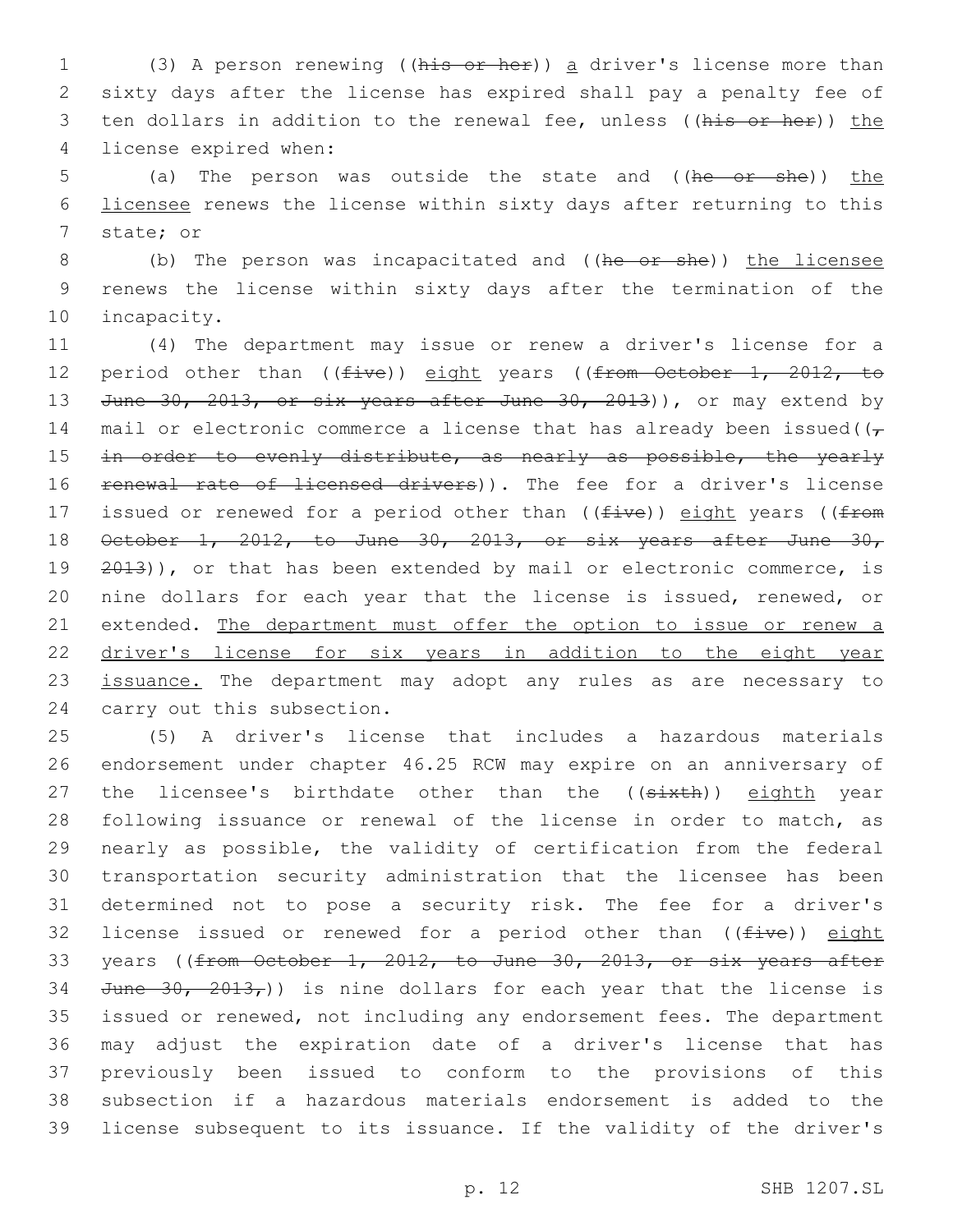(3) A person renewing ((~~his or her~~)) a driver's license more than sixty days after the license has expired shall pay a penalty fee of ten dollars in addition to the renewal fee, unless ((~~his or her~~)) the license expired when:

(a) The person was outside the state and ((~~he or she~~)) the licensee renews the license within sixty days after returning to this state; or

(b) The person was incapacitated and ((~~he or she~~)) the licensee renews the license within sixty days after the termination of the incapacity.

(4) The department may issue or renew a driver's license for a period other than ((~~five~~)) eight years ((~~from October 1, 2012, to June 30, 2013, or six years after June 30, 2013~~)), or may extend by mail or electronic commerce a license that has already been issued((~~, in order to evenly distribute, as nearly as possible, the yearly renewal rate of licensed drivers~~)). The fee for a driver's license issued or renewed for a period other than ((~~five~~)) eight years ((~~from October 1, 2012, to June 30, 2013, or six years after June 30, 2013~~)), or that has been extended by mail or electronic commerce, is nine dollars for each year that the license is issued, renewed, or extended. The department must offer the option to issue or renew a driver's license for six years in addition to the eight year issuance. The department may adopt any rules as are necessary to carry out this subsection.

(5) A driver's license that includes a hazardous materials endorsement under chapter 46.25 RCW may expire on an anniversary of the licensee's birthdate other than the ((~~sixth~~)) eighth year following issuance or renewal of the license in order to match, as nearly as possible, the validity of certification from the federal transportation security administration that the licensee has been determined not to pose a security risk. The fee for a driver's license issued or renewed for a period other than ((~~five~~)) eight years ((~~from October 1, 2012, to June 30, 2013, or six years after June 30, 2013,~~)) is nine dollars for each year that the license is issued or renewed, not including any endorsement fees. The department may adjust the expiration date of a driver's license that has previously been issued to conform to the provisions of this subsection if a hazardous materials endorsement is added to the license subsequent to its issuance. If the validity of the driver's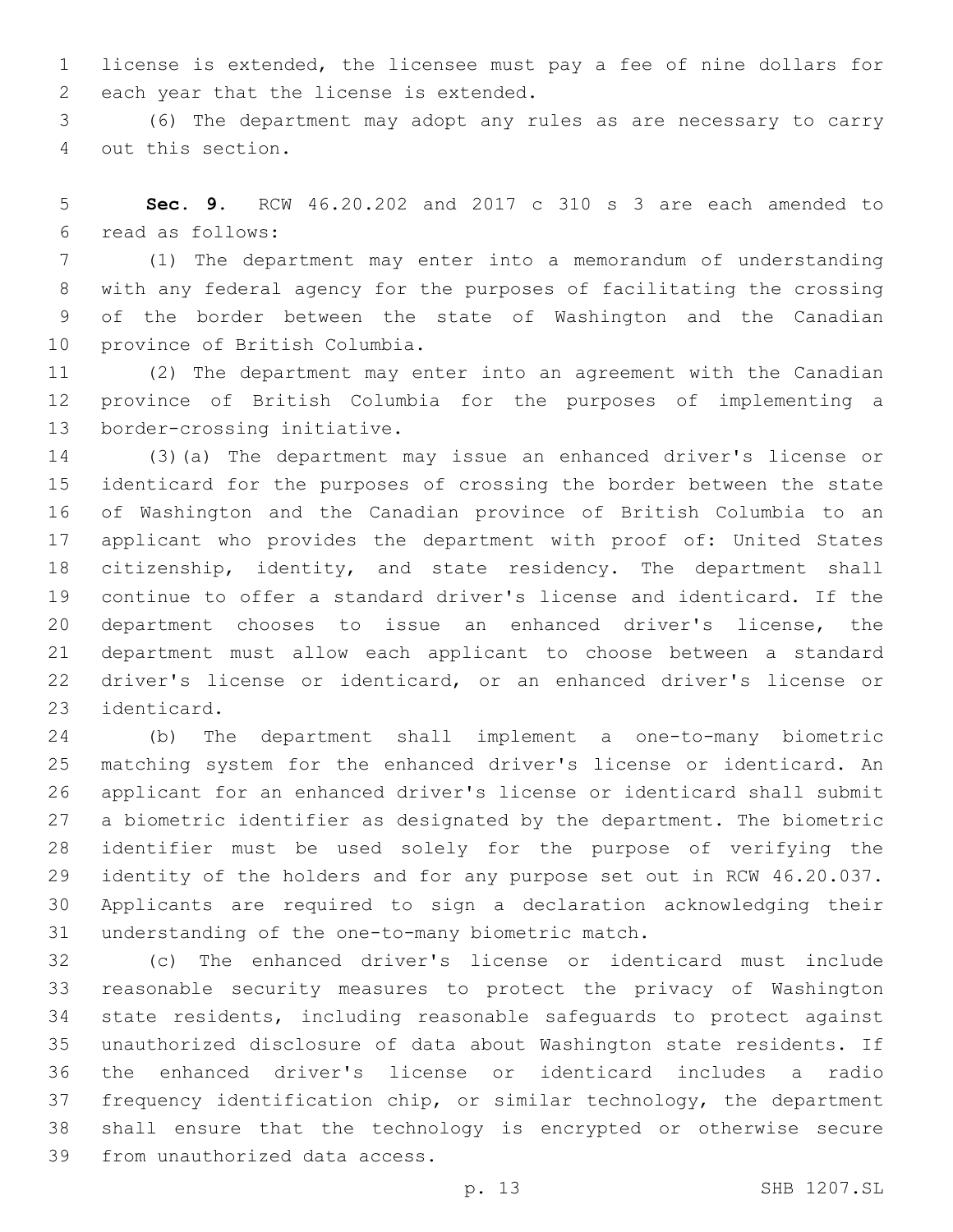license is extended, the licensee must pay a fee of nine dollars for each year that the license is extended.

(6) The department may adopt any rules as are necessary to carry out this section.

**Sec. 9.** RCW 46.20.202 and 2017 c 310 s 3 are each amended to read as follows:

(1) The department may enter into a memorandum of understanding with any federal agency for the purposes of facilitating the crossing of the border between the state of Washington and the Canadian province of British Columbia.

(2) The department may enter into an agreement with the Canadian province of British Columbia for the purposes of implementing a border-crossing initiative.

(3)(a) The department may issue an enhanced driver's license or identicard for the purposes of crossing the border between the state of Washington and the Canadian province of British Columbia to an applicant who provides the department with proof of: United States citizenship, identity, and state residency. The department shall continue to offer a standard driver's license and identicard. If the department chooses to issue an enhanced driver's license, the department must allow each applicant to choose between a standard driver's license or identicard, or an enhanced driver's license or identicard.

(b) The department shall implement a one-to-many biometric matching system for the enhanced driver's license or identicard. An applicant for an enhanced driver's license or identicard shall submit a biometric identifier as designated by the department. The biometric identifier must be used solely for the purpose of verifying the identity of the holders and for any purpose set out in RCW 46.20.037. Applicants are required to sign a declaration acknowledging their understanding of the one-to-many biometric match.

(c) The enhanced driver's license or identicard must include reasonable security measures to protect the privacy of Washington state residents, including reasonable safeguards to protect against unauthorized disclosure of data about Washington state residents. If the enhanced driver's license or identicard includes a radio frequency identification chip, or similar technology, the department shall ensure that the technology is encrypted or otherwise secure from unauthorized data access.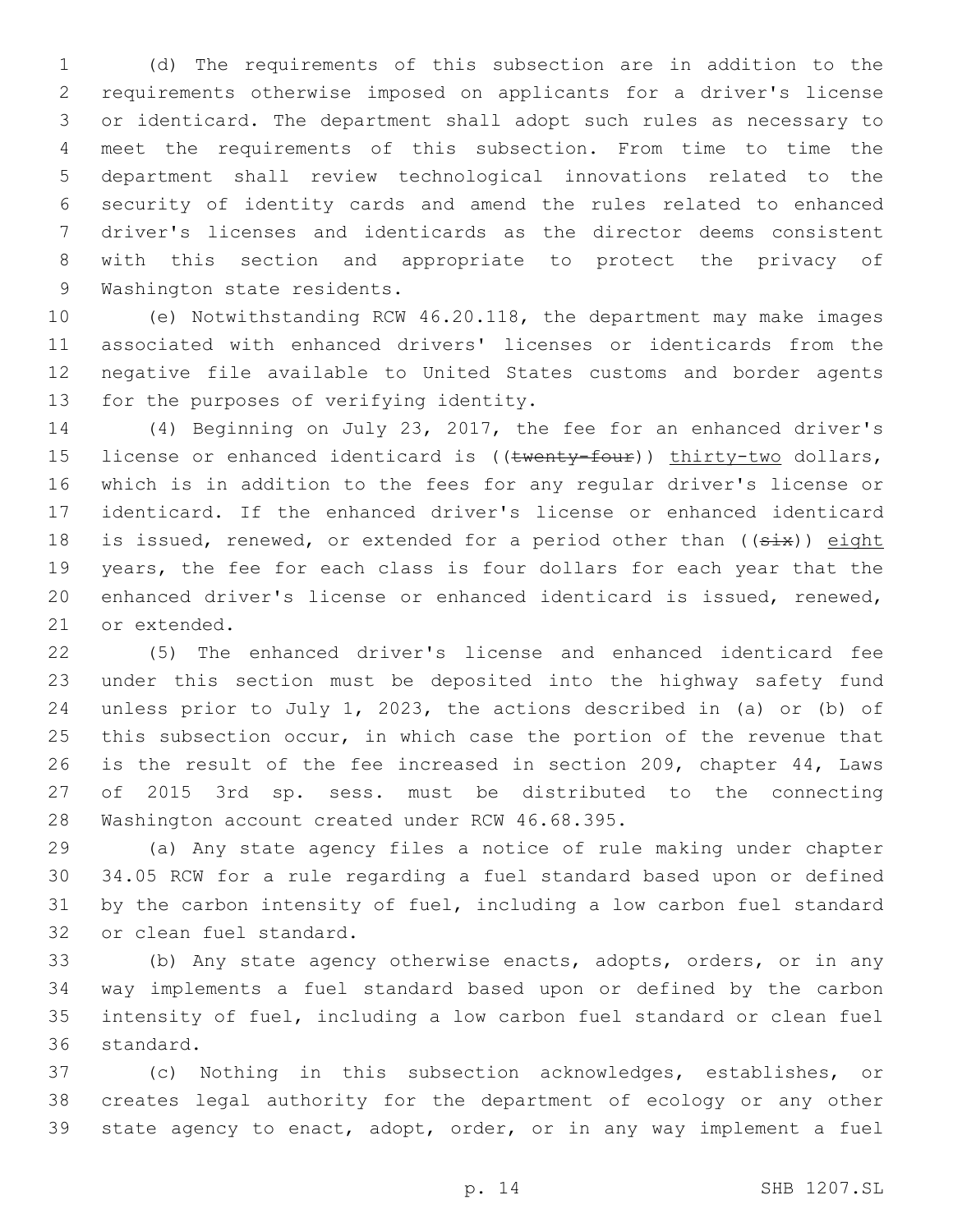(d) The requirements of this subsection are in addition to the requirements otherwise imposed on applicants for a driver's license or identicard. The department shall adopt such rules as necessary to meet the requirements of this subsection. From time to time the department shall review technological innovations related to the security of identity cards and amend the rules related to enhanced driver's licenses and identicards as the director deems consistent with this section and appropriate to protect the privacy of Washington state residents.

(e) Notwithstanding RCW 46.20.118, the department may make images associated with enhanced drivers' licenses or identicards from the negative file available to United States customs and border agents for the purposes of verifying identity.

(4) Beginning on July 23, 2017, the fee for an enhanced driver's license or enhanced identicard is ((~~twenty-four~~)) <u>thirty-two</u> dollars, which is in addition to the fees for any regular driver's license or identicard. If the enhanced driver's license or enhanced identicard is issued, renewed, or extended for a period other than ((~~six~~)) <u>eight</u> years, the fee for each class is four dollars for each year that the enhanced driver's license or enhanced identicard is issued, renewed, or extended.

(5) The enhanced driver's license and enhanced identicard fee under this section must be deposited into the highway safety fund unless prior to July 1, 2023, the actions described in (a) or (b) of this subsection occur, in which case the portion of the revenue that is the result of the fee increased in section 209, chapter 44, Laws of 2015 3rd sp. sess. must be distributed to the connecting Washington account created under RCW 46.68.395.

(a) Any state agency files a notice of rule making under chapter 34.05 RCW for a rule regarding a fuel standard based upon or defined by the carbon intensity of fuel, including a low carbon fuel standard or clean fuel standard.

(b) Any state agency otherwise enacts, adopts, orders, or in any way implements a fuel standard based upon or defined by the carbon intensity of fuel, including a low carbon fuel standard or clean fuel standard.

(c) Nothing in this subsection acknowledges, establishes, or creates legal authority for the department of ecology or any other state agency to enact, adopt, order, or in any way implement a fuel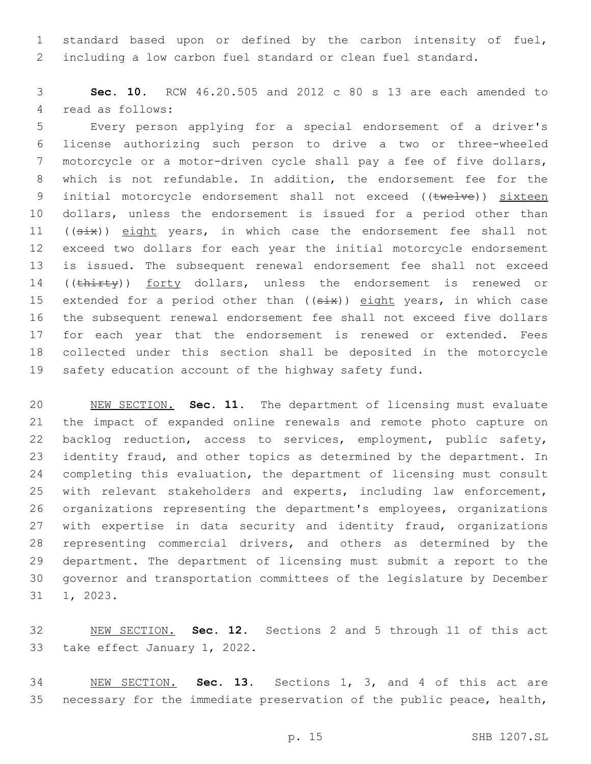standard based upon or defined by the carbon intensity of fuel, including a low carbon fuel standard or clean fuel standard.

**Sec. 10.** RCW 46.20.505 and 2012 c 80 s 13 are each amended to read as follows:

Every person applying for a special endorsement of a driver's license authorizing such person to drive a two or three-wheeled motorcycle or a motor-driven cycle shall pay a fee of five dollars, which is not refundable. In addition, the endorsement fee for the initial motorcycle endorsement shall not exceed ((~~twelve~~)) <u>sixteen</u> dollars, unless the endorsement is issued for a period other than ((~~six~~)) <u>eight</u> years, in which case the endorsement fee shall not exceed two dollars for each year the initial motorcycle endorsement is issued. The subsequent renewal endorsement fee shall not exceed ((~~thirty~~)) <u>forty</u> dollars, unless the endorsement is renewed or extended for a period other than ((~~six~~)) <u>eight</u> years, in which case the subsequent renewal endorsement fee shall not exceed five dollars for each year that the endorsement is renewed or extended. Fees collected under this section shall be deposited in the motorcycle safety education account of the highway safety fund.

<u>NEW SECTION.</u> **Sec. 11.** The department of licensing must evaluate the impact of expanded online renewals and remote photo capture on backlog reduction, access to services, employment, public safety, identity fraud, and other topics as determined by the department. In completing this evaluation, the department of licensing must consult with relevant stakeholders and experts, including law enforcement, organizations representing the department's employees, organizations with expertise in data security and identity fraud, organizations representing commercial drivers, and others as determined by the department. The department of licensing must submit a report to the governor and transportation committees of the legislature by December 1, 2023.

<u>NEW SECTION.</u> **Sec. 12.** Sections 2 and 5 through 11 of this act take effect January 1, 2022.

<u>NEW SECTION.</u> **Sec. 13.** Sections 1, 3, and 4 of this act are necessary for the immediate preservation of the public peace, health,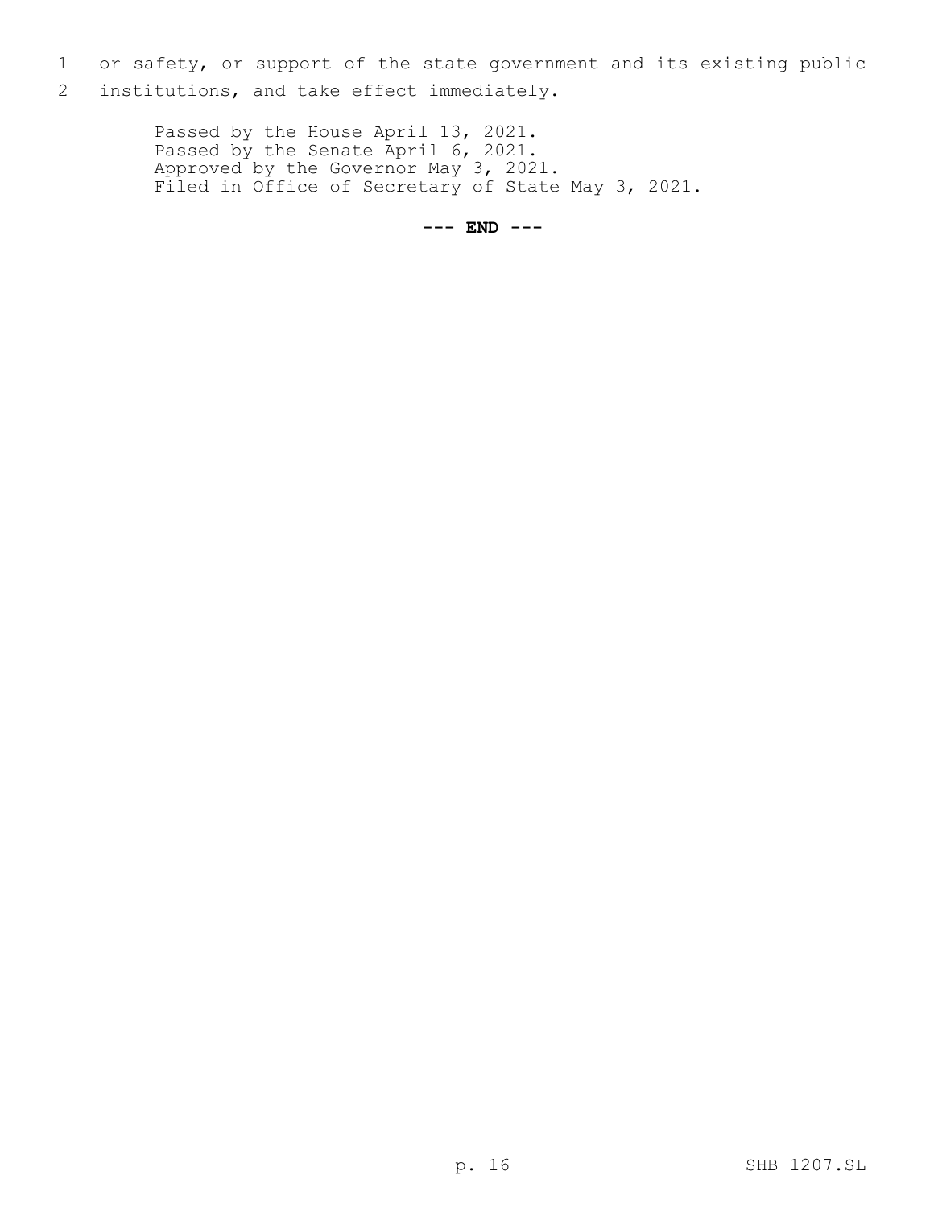or safety, or support of the state government and its existing public institutions, and take effect immediately.

Passed by the House April 13, 2021.
Passed by the Senate April 6, 2021.
Approved by the Governor May 3, 2021.
Filed in Office of Secretary of State May 3, 2021.

**--- END ---**